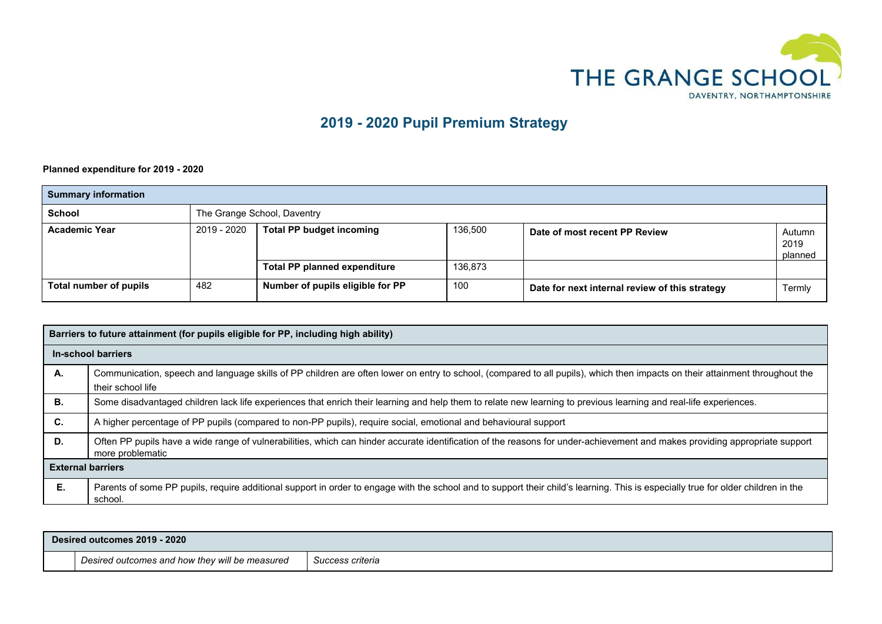THE GRANGE SCHOOL
DAVENTRY, NORTHAMPTONSHIRE

# 2019 - 2020 Pupil Premium Strategy

**Planned expenditure for 2019 - 2020**

| **Summary information** | | | | | |
|---|---|---|---|---|---|
| **School** | The Grange School, Daventry | | | | |
| **Academic Year** | 2019 - 2020 | **Total PP budget incoming** | 136,500 | **Date of most recent PP Review** | Autumn 2019 planned |
| | | **Total PP planned expenditure** | 136,873 | | |
| **Total number of pupils** | 482 | **Number of pupils eligible for PP** | 100 | **Date for next internal review of this strategy** | Termly |

| **Barriers to future attainment (for pupils eligible for PP, including high ability)** | |
|---|---|
| **In-school barriers** | |
| **A.** | Communication, speech and language skills of PP children are often lower on entry to school, (compared to all pupils), which then impacts on their attainment throughout the their school life |
| **B.** | Some disadvantaged children lack life experiences that enrich their learning and help them to relate new learning to previous learning and real-life experiences. |
| **C.** | A higher percentage of PP pupils (compared to non-PP pupils), require social, emotional and behavioural support |
| **D.** | Often PP pupils have a wide range of vulnerabilities, which can hinder accurate identification of the reasons for under-achievement and makes providing appropriate support more problematic |
| **External barriers** | |
| **E.** | Parents of some PP pupils, require additional support in order to engage with the school and to support their child's learning. This is especially true for older children in the school. |

| **Desired outcomes 2019 - 2020** | | |
|---|---|---|
| | *Desired outcomes and how they will be measured* | *Success criteria* |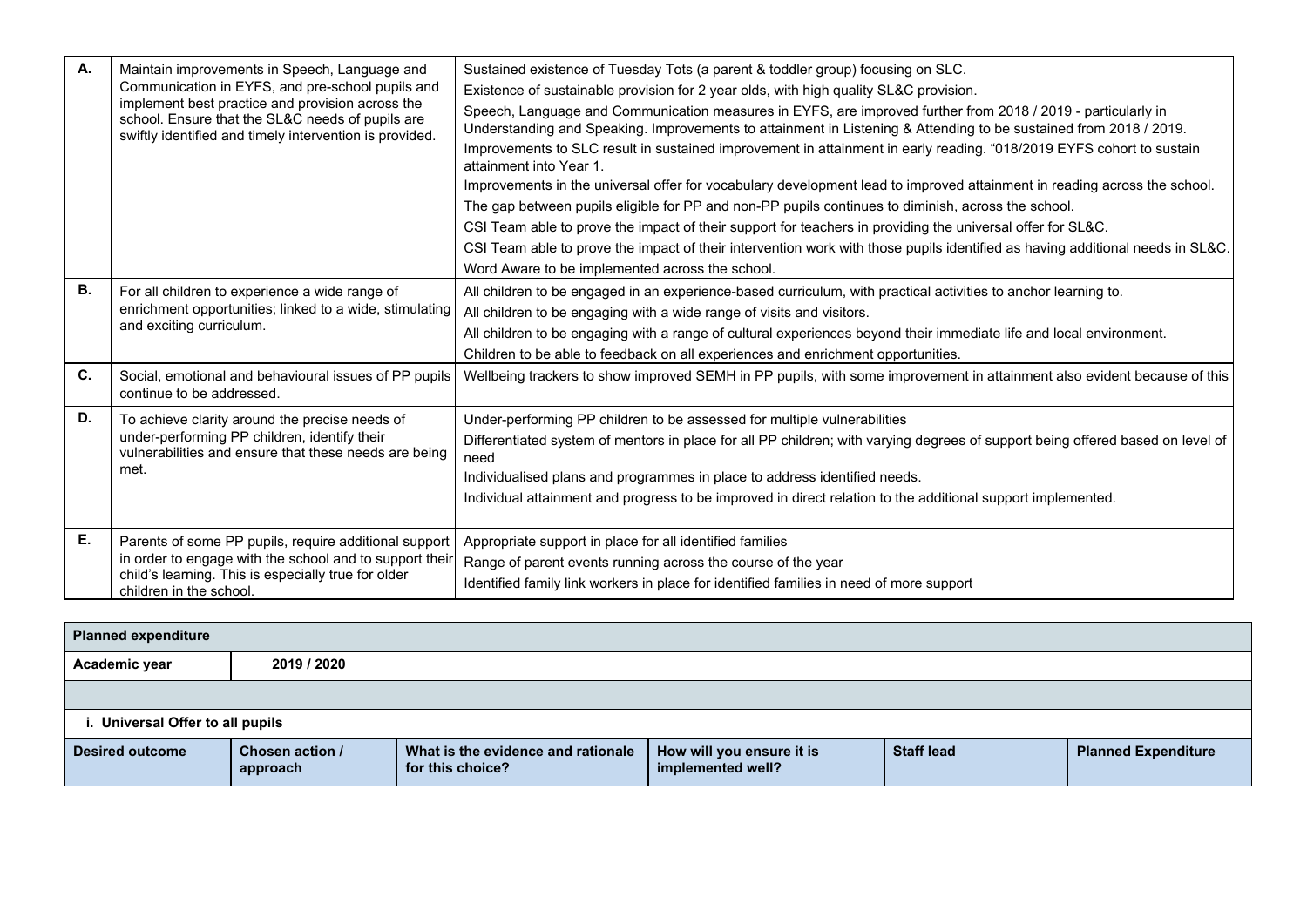| | | |
|---|---|---|
| **A.** | Maintain improvements in Speech, Language and Communication in EYFS, and pre-school pupils and implement best practice and provision across the school. Ensure that the SL&C needs of pupils are swiftly identified and timely intervention is provided. | Sustained existence of Tuesday Tots (a parent & toddler group) focusing on SLC.<br>Existence of sustainable provision for 2 year olds, with high quality SL&C provision.<br>Speech, Language and Communication measures in EYFS, are improved further from 2018 / 2019 - particularly in Understanding and Speaking. Improvements to attainment in Listening & Attending to be sustained from 2018 / 2019.<br>Improvements to SLC result in sustained improvement in attainment in early reading. "018/2019 EYFS cohort to sustain attainment into Year 1.<br>Improvements in the universal offer for vocabulary development lead to improved attainment in reading across the school.<br>The gap between pupils eligible for PP and non-PP pupils continues to diminish, across the school.<br>CSI Team able to prove the impact of their support for teachers in providing the universal offer for SL&C.<br>CSI Team able to prove the impact of their intervention work with those pupils identified as having additional needs in SL&C.<br>Word Aware to be implemented across the school. |
| **B.** | For all children to experience a wide range of enrichment opportunities; linked to a wide, stimulating and exciting curriculum. | All children to be engaged in an experience-based curriculum, with practical activities to anchor learning to.<br>All children to be engaging with a wide range of visits and visitors.<br>All children to be engaging with a range of cultural experiences beyond their immediate life and local environment.<br>Children to be able to feedback on all experiences and enrichment opportunities. |
| **C.** | Social, emotional and behavioural issues of PP pupils continue to be addressed. | Wellbeing trackers to show improved SEMH in PP pupils, with some improvement in attainment also evident because of this |
| **D.** | To achieve clarity around the precise needs of under-performing PP children, identify their vulnerabilities and ensure that these needs are being met. | Under-performing PP children to be assessed for multiple vulnerabilities<br>Differentiated system of mentors in place for all PP children; with varying degrees of support being offered based on level of need<br>Individualised plans and programmes in place to address identified needs.<br>Individual attainment and progress to be improved in direct relation to the additional support implemented. |
| **E.** | Parents of some PP pupils, require additional support in order to engage with the school and to support their child's learning. This is especially true for older children in the school. | Appropriate support in place for all identified families<br>Range of parent events running across the course of the year<br>Identified family link workers in place for identified families in need of more support |

| **Planned expenditure** | | | | | |
|---|---|---|---|---|---|
| **Academic year** | **2019 / 2020** | | | | |
| | | | | | |
| **i. Universal Offer to all pupils** | | | | | |
| **Desired outcome** | **Chosen action / approach** | **What is the evidence and rationale for this choice?** | **How will you ensure it is implemented well?** | **Staff lead** | **Planned Expenditure** |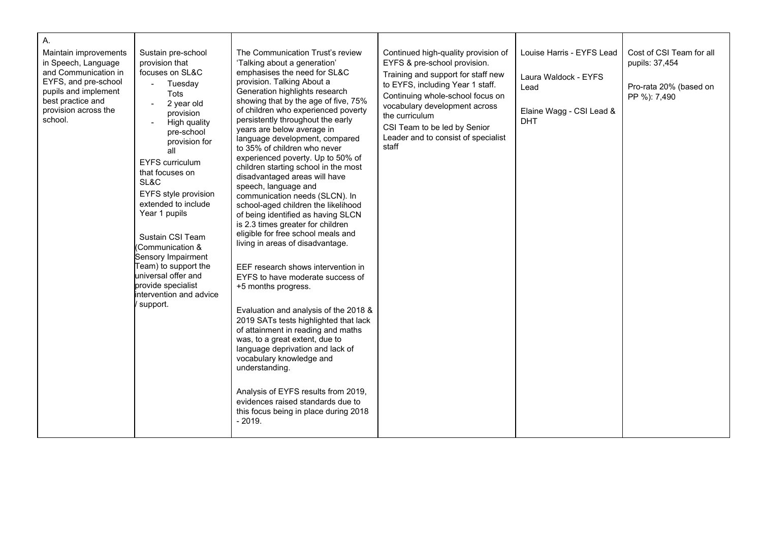| A. Maintain improvements in Speech, Language and Communication in EYFS, and pre-school pupils and implement best practice and provision across the school. | Sustain pre-school provision that focuses on SL&C <br>- Tuesday Tots <br>- 2 year old provision <br>- High quality pre-school provision for all <br>EYFS curriculum that focuses on SL&C <br>EYFS style provision extended to include Year 1 pupils <br><br>Sustain CSI Team (Communication & Sensory Impairment Team) to support the universal offer and provide specialist intervention and advice / support. | The Communication Trust's review 'Talking about a generation' emphasises the need for SL&C provision. Talking About a Generation highlights research showing that by the age of five, 75% of children who experienced poverty persistently throughout the early years are below average in language development, compared to 35% of children who never experienced poverty. Up to 50% of children starting school in the most disadvantaged areas will have speech, language and communication needs (SLCN). In school-aged children the likelihood of being identified as having SLCN is 2.3 times greater for children eligible for free school meals and living in areas of disadvantage. <br><br>EEF research shows intervention in EYFS to have moderate success of +5 months progress. <br><br>Evaluation and analysis of the 2018 & 2019 SATs tests highlighted that lack of attainment in reading and maths was, to a great extent, due to language deprivation and lack of vocabulary knowledge and understanding. <br><br>Analysis of EYFS results from 2019, evidences raised standards due to this focus being in place during 2018 - 2019. | Continued high-quality provision of EYFS & pre-school provision. <br>Training and support for staff new to EYFS, including Year 1 staff. <br>Continuing whole-school focus on vocabulary development across the curriculum <br>CSI Team to be led by Senior Leader and to consist of specialist staff | Louise Harris - EYFS Lead <br><br>Laura Waldock - EYFS Lead <br><br>Elaine Wagg - CSI Lead & DHT | Cost of CSI Team for all pupils: 37,454 <br><br>Pro-rata 20% (based on PP %): 7,490 |
|---|---|---|---|---|---|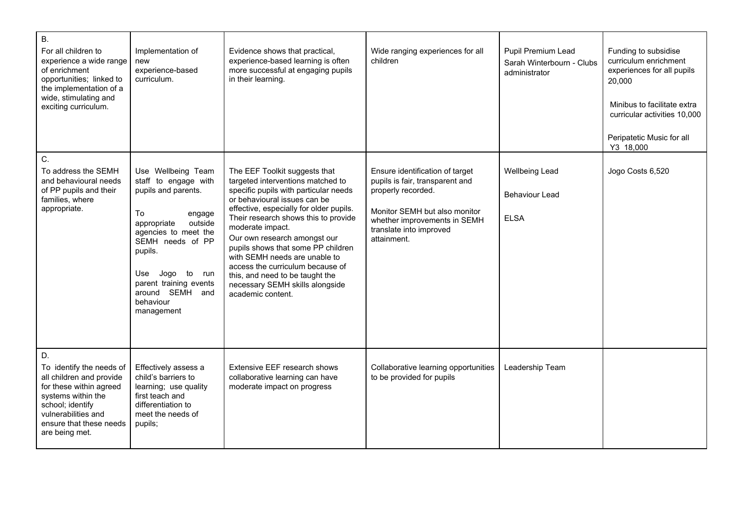| B.<br>For all children to experience a wide range of enrichment opportunities; linked to the implementation of a wide, stimulating and exciting curriculum. | Implementation of new experience-based curriculum. | Evidence shows that practical, experience-based learning is often more successful at engaging pupils in their learning. | Wide ranging experiences for all children | Pupil Premium Lead<br>Sarah Winterbourn - Clubs administrator | Funding to subsidise curriculum enrichment experiences for all pupils 20,000<br><br>Minibus to facilitate extra curricular activities 10,000<br><br>Peripatetic Music for all Y3 18,000 |
|---|---|---|---|---|---|
| C.<br>To address the SEMH and behavioural needs of PP pupils and their families, where appropriate. | Use Wellbeing Team staff to engage with pupils and parents.<br><br>To engage appropriate outside agencies to meet the SEMH needs of PP pupils.<br><br>Use Jogo to run parent training events around SEMH and behaviour management | The EEF Toolkit suggests that targeted interventions matched to specific pupils with particular needs or behavioural issues can be effective, especially for older pupils. Their research shows this to provide moderate impact.<br>Our own research amongst our pupils shows that some PP children with SEMH needs are unable to access the curriculum because of this, and need to be taught the necessary SEMH skills alongside academic content. | Ensure identification of target pupils is fair, transparent and properly recorded.<br><br>Monitor SEMH but also monitor whether improvements in SEMH translate into improved attainment. | Wellbeing Lead<br><br>Behaviour Lead<br><br>ELSA | Jogo Costs 6,520 |
| D.<br>To identify the needs of all children and provide for these within agreed systems within the school; identify vulnerabilities and ensure that these needs are being met. | Effectively assess a child's barriers to learning; use quality first teach and differentiation to meet the needs of pupils; | Extensive EEF research shows collaborative learning can have moderate impact on progress | Collaborative learning opportunities to be provided for pupils | Leadership Team | |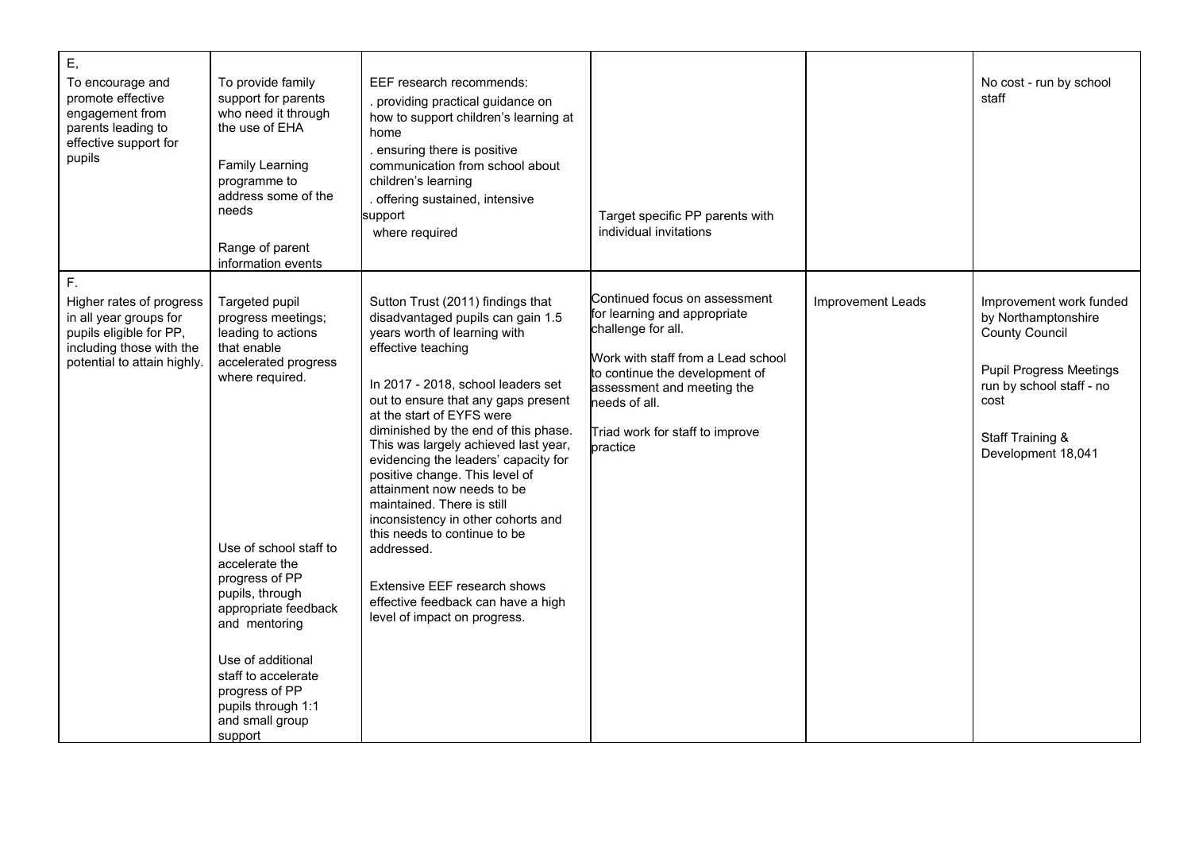| | | | | | |
|---|---|---|---|---|---|
| E,<br>To encourage and promote effective engagement from parents leading to effective support for pupils | To provide family support for parents who need it through the use of EHA<br><br>Family Learning programme to address some of the needs<br><br>Range of parent information events | EEF research recommends:<br>. providing practical guidance on how to support children's learning at home<br>. ensuring there is positive communication from school about children's learning<br>. offering sustained, intensive support where required | Target specific PP parents with individual invitations | | No cost - run by school staff |
| F.<br>Higher rates of progress in all year groups for pupils eligible for PP, including those with the potential to attain highly. | Targeted pupil progress meetings; leading to actions that enable accelerated progress where required.<br><br>Use of school staff to accelerate the progress of PP pupils, through appropriate feedback and mentoring<br><br>Use of additional staff to accelerate progress of PP pupils through 1:1 and small group support | Sutton Trust (2011) findings that disadvantaged pupils can gain 1.5 years worth of learning with effective teaching<br><br>In 2017 - 2018, school leaders set out to ensure that any gaps present at the start of EYFS were diminished by the end of this phase. This was largely achieved last year, evidencing the leaders' capacity for positive change. This level of attainment now needs to be maintained. There is still inconsistency in other cohorts and this needs to continue to be addressed.<br><br>Extensive EEF research shows effective feedback can have a high level of impact on progress. | Continued focus on assessment for learning and appropriate challenge for all.<br><br>Work with staff from a Lead school to continue the development of assessment and meeting the needs of all.<br><br>Triad work for staff to improve practice | Improvement Leads | Improvement work funded by Northamptonshire County Council<br><br>Pupil Progress Meetings run by school staff - no cost<br><br>Staff Training & Development 18,041 |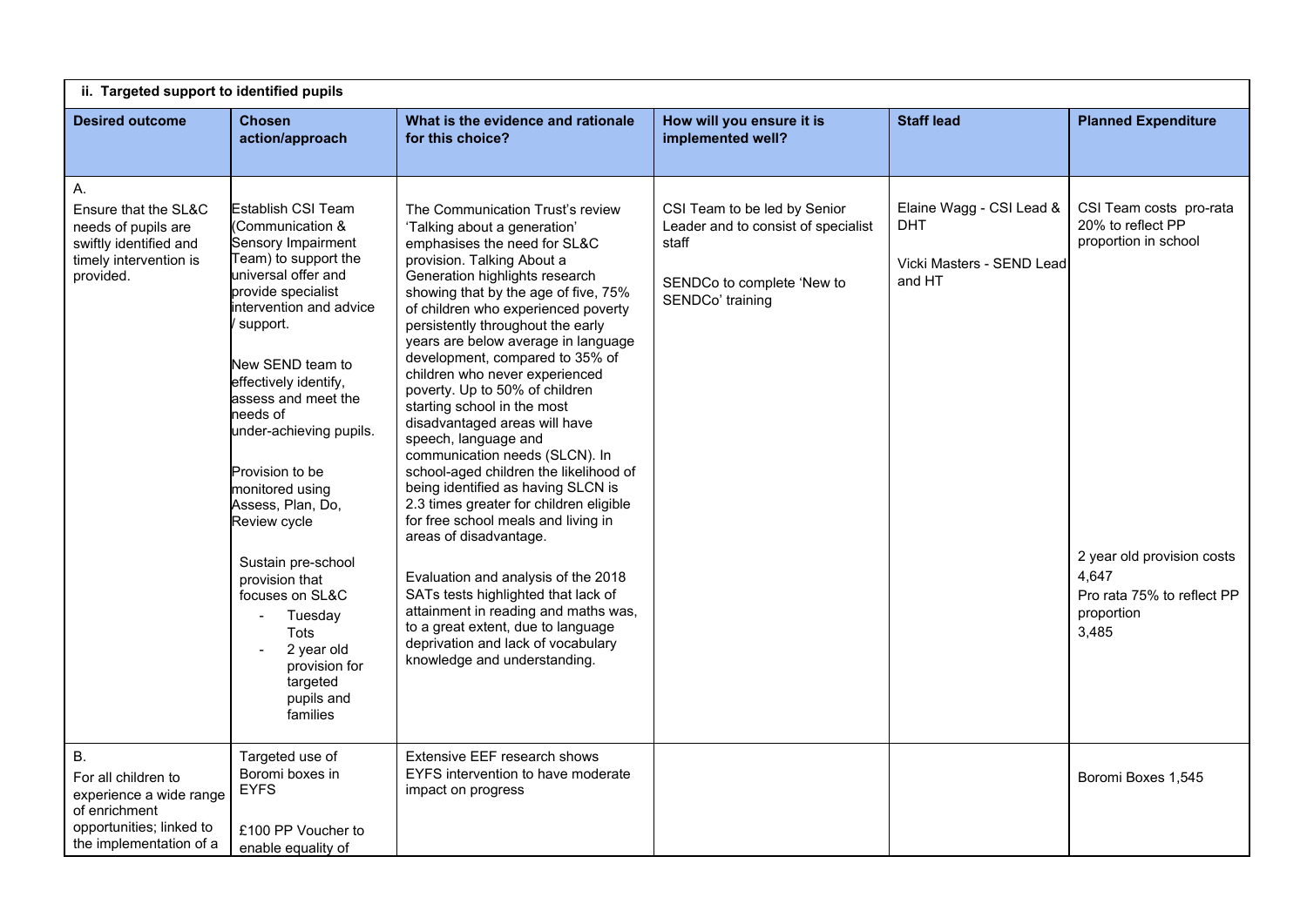| ii. Targeted support to identified pupils | | | | | |
|---|---|---|---|---|---|
| **Desired outcome** | **Chosen action/approach** | **What is the evidence and rationale for this choice?** | **How will you ensure it is implemented well?** | **Staff lead** | **Planned Expenditure** |
| A.<br>Ensure that the SL&C needs of pupils are swiftly identified and timely intervention is provided. | Establish CSI Team (Communication & Sensory Impairment Team) to support the universal offer and provide specialist intervention and advice / support.<br><br>New SEND team to effectively identify, assess and meet the needs of under-achieving pupils.<br><br>Provision to be monitored using Assess, Plan, Do, Review cycle<br><br>Sustain pre-school provision that focuses on SL&C<br>- Tuesday Tots<br>- 2 year old provision for targeted pupils and families | The Communication Trust's review 'Talking about a generation' emphasises the need for SL&C provision. Talking About a Generation highlights research showing that by the age of five, 75% of children who experienced poverty persistently throughout the early years are below average in language development, compared to 35% of children who never experienced poverty. Up to 50% of children starting school in the most disadvantaged areas will have speech, language and communication needs (SLCN). In school-aged children the likelihood of being identified as having SLCN is 2.3 times greater for children eligible for free school meals and living in areas of disadvantage.<br><br>Evaluation and analysis of the 2018 SATs tests highlighted that lack of attainment in reading and maths was, to a great extent, due to language deprivation and lack of vocabulary knowledge and understanding. | CSI Team to be led by Senior Leader and to consist of specialist staff<br><br>SENDCo to complete 'New to SENDCo' training | Elaine Wagg - CSI Lead & DHT<br><br>Vicki Masters - SEND Lead and HT | CSI Team costs pro-rata 20% to reflect PP proportion in school<br><br>2 year old provision costs 4,647<br>Pro rata 75% to reflect PP proportion<br>3,485 |
| B.<br>For all children to experience a wide range of enrichment opportunities; linked to the implementation of a | Targeted use of Boromi boxes in EYFS<br><br>£100 PP Voucher to enable equality of | Extensive EEF research shows EYFS intervention to have moderate impact on progress | | | Boromi Boxes 1,545 |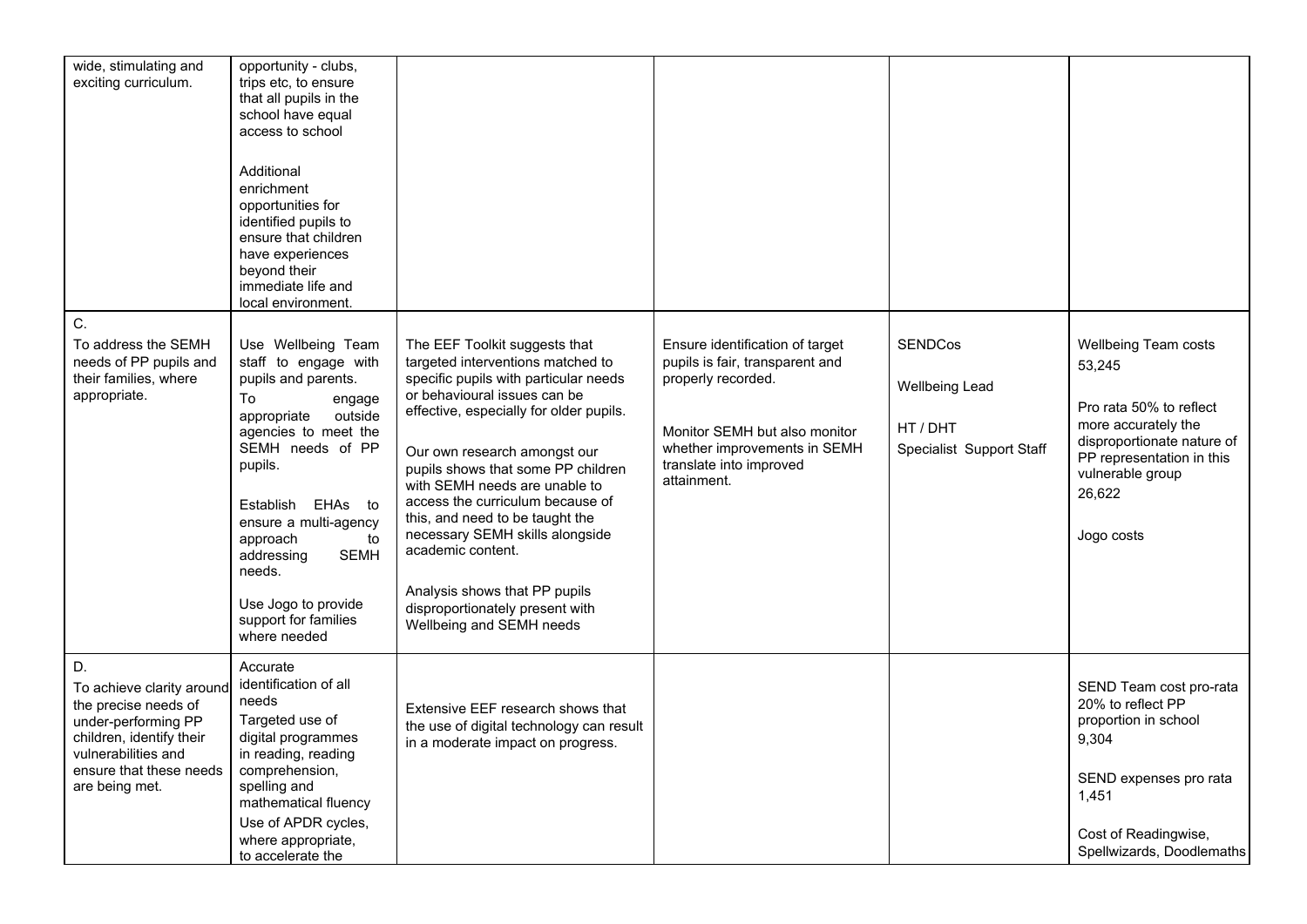| | | | | | |
|---|---|---|---|---|---|
| wide, stimulating and exciting curriculum. | opportunity - clubs, trips etc, to ensure that all pupils in the school have equal access to school<br><br>Additional enrichment opportunities for identified pupils to ensure that children have experiences beyond their immediate life and local environment. | | | | |
| C.<br>To address the SEMH needs of PP pupils and their families, where appropriate. | Use Wellbeing Team staff to engage with pupils and parents.<br>To engage appropriate outside agencies to meet the SEMH needs of PP pupils.<br><br>Establish EHAs to ensure a multi-agency approach to addressing SEMH needs.<br><br>Use Jogo to provide support for families where needed | The EEF Toolkit suggests that targeted interventions matched to specific pupils with particular needs or behavioural issues can be effective, especially for older pupils.<br><br>Our own research amongst our pupils shows that some PP children with SEMH needs are unable to access the curriculum because of this, and need to be taught the necessary SEMH skills alongside academic content.<br><br>Analysis shows that PP pupils disproportionately present with Wellbeing and SEMH needs | Ensure identification of target pupils is fair, transparent and properly recorded.<br><br>Monitor SEMH but also monitor whether improvements in SEMH translate into improved attainment. | SENDCos<br><br>Wellbeing Lead<br><br>HT / DHT<br>Specialist Support Staff | Wellbeing Team costs<br>53,245<br><br>Pro rata 50% to reflect more accurately the disproportionate nature of PP representation in this vulnerable group<br>26,622<br><br>Jogo costs |
| D.<br>To achieve clarity around the precise needs of under-performing PP children, identify their vulnerabilities and ensure that these needs are being met. | Accurate identification of all needs<br>Targeted use of digital programmes in reading, reading comprehension, spelling and mathematical fluency<br>Use of APDR cycles, where appropriate, to accelerate the | Extensive EEF research shows that the use of digital technology can result in a moderate impact on progress. | | | SEND Team cost pro-rata 20% to reflect PP proportion in school<br>9,304<br><br>SEND expenses pro rata<br>1,451<br><br>Cost of Readingwise, Spellwizards, Doodlemaths |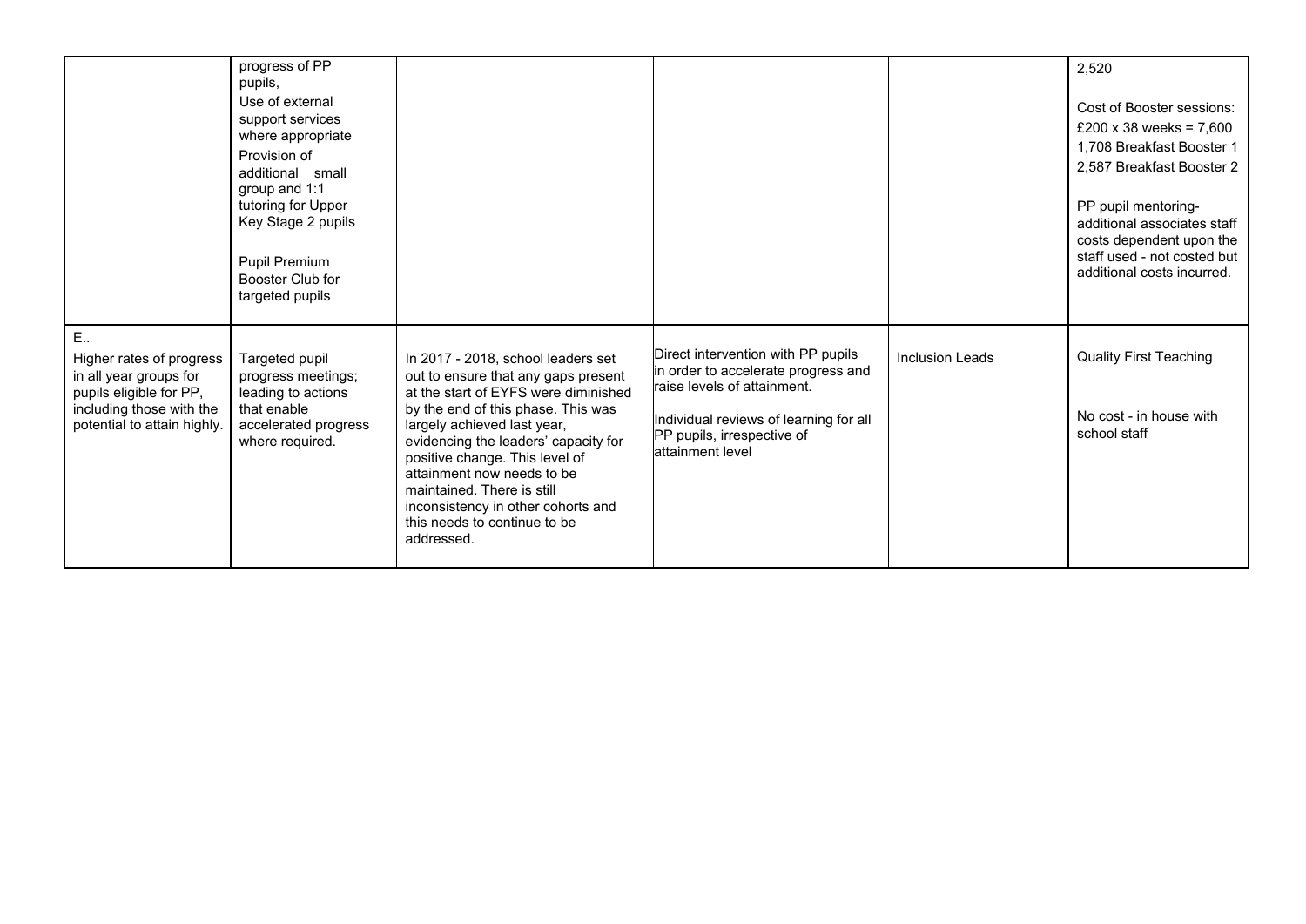| | | | | | |
|---|---|---|---|---|---|
| | progress of PP pupils,<br>Use of external support services where appropriate<br>Provision of additional small group and 1:1 tutoring for Upper Key Stage 2 pupils<br><br>Pupil Premium Booster Club for targeted pupils | | | | 2,520<br><br>Cost of Booster sessions: £200 x 38 weeks = 7,600<br>1,708 Breakfast Booster 1<br>2,587 Breakfast Booster 2<br><br>PP pupil mentoring- additional associates staff costs dependent upon the staff used - not costed but additional costs incurred. |
| E..<br>Higher rates of progress in all year groups for pupils eligible for PP, including those with the potential to attain highly. | Targeted pupil progress meetings; leading to actions that enable accelerated progress where required. | In 2017 - 2018, school leaders set out to ensure that any gaps present at the start of EYFS were diminished by the end of this phase. This was largely achieved last year, evidencing the leaders' capacity for positive change. This level of attainment now needs to be maintained. There is still inconsistency in other cohorts and this needs to continue to be addressed. | Direct intervention with PP pupils in order to accelerate progress and raise levels of attainment.<br><br>Individual reviews of learning for all PP pupils, irrespective of attainment level | Inclusion Leads | Quality First Teaching<br><br>No cost - in house with school staff |